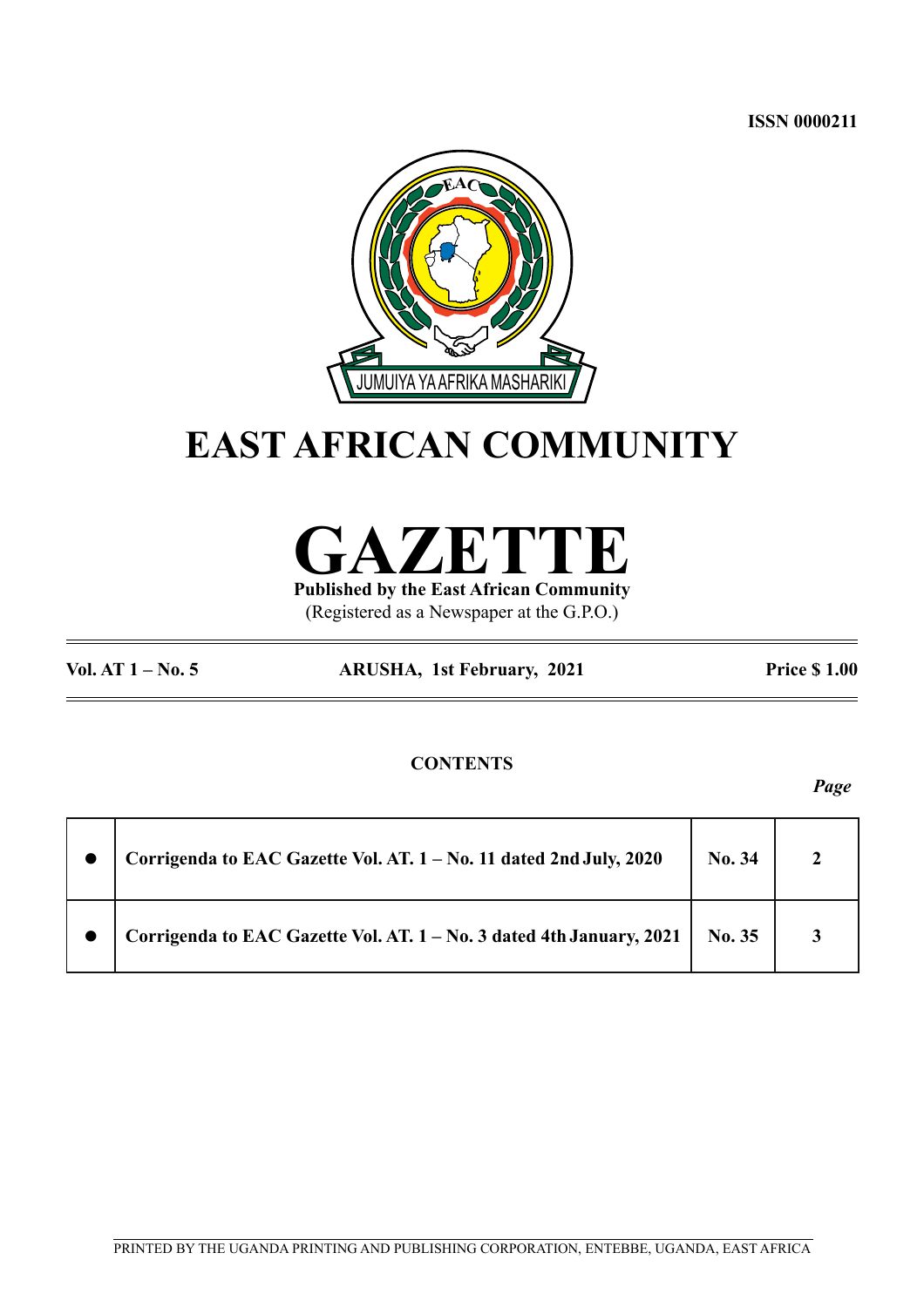ISSN 0000211

JUMUIYA YA AFRIKA MASHARIKI

# EAST AFRICAN COMMUNITY

# GAZETTE

**Published by the East African Community**

(Registered as a Newspaper at the G.P.O.)

**Vol. AT 1 – No. 5** **ARUSHA, 1st February, 2021** **Price $ 1.00**

## CONTENTS

| | | | *Page* |
|---|---|---|---|
| ● | **Corrigenda to EAC Gazette Vol. AT. 1 – No. 11 dated 2nd July, 2020** | **No. 34** | **2** |
| ● | **Corrigenda to EAC Gazette Vol. AT. 1 – No. 3 dated 4th January, 2021** | **No. 35** | **3** |

PRINTED BY THE UGANDA PRINTING AND PUBLISHING CORPORATION, ENTEBBE, UGANDA, EAST AFRICA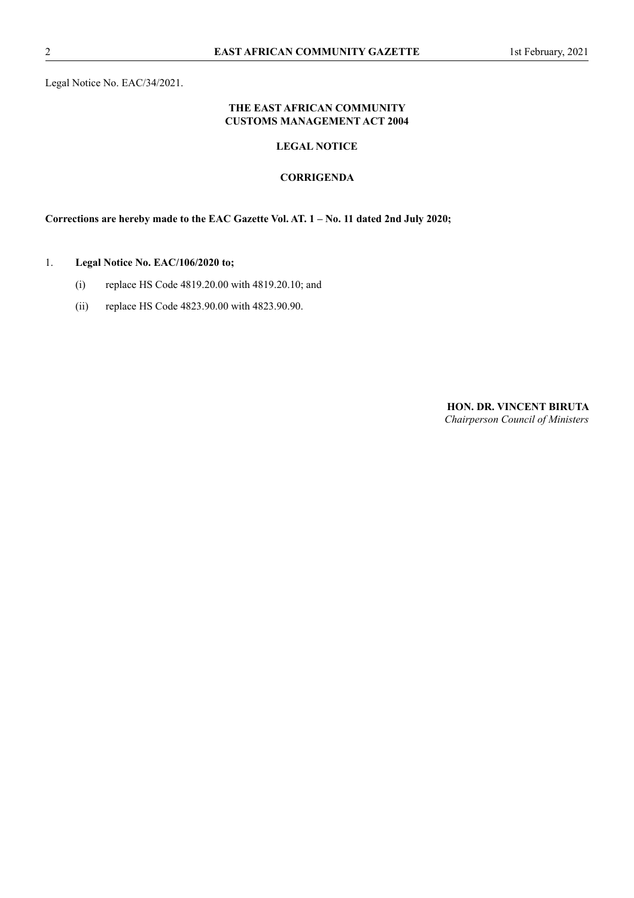Legal Notice No. EAC/34/2021.

**THE EAST AFRICAN COMMUNITY**
**CUSTOMS MANAGEMENT ACT 2004**

**LEGAL NOTICE**

**CORRIGENDA**

**Corrections are hereby made to the EAC Gazette Vol. AT. 1 – No. 11 dated 2nd July 2020;**

1. **Legal Notice No. EAC/106/2020 to;**

   (i) replace HS Code 4819.20.00 with 4819.20.10; and

   (ii) replace HS Code 4823.90.00 with 4823.90.90.

**HON. DR. VINCENT BIRUTA**
*Chairperson Council of Ministers*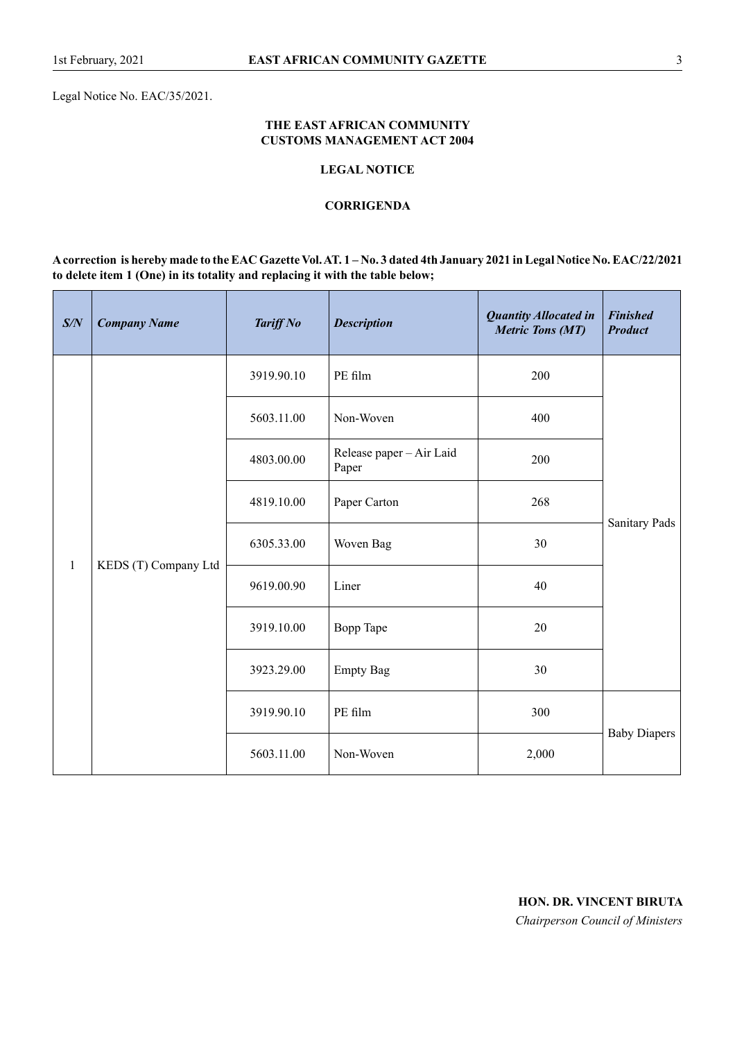Legal Notice No. EAC/35/2021.

**THE EAST AFRICAN COMMUNITY**
**CUSTOMS MANAGEMENT ACT 2004**

**LEGAL NOTICE**

**CORRIGENDA**

**A correction is hereby made to the EAC Gazette Vol. AT. 1 – No. 3 dated 4th January 2021 in Legal Notice No. EAC/22/2021 to delete item 1 (One) in its totality and replacing it with the table below;**

| *S/N* | *Company Name* | *Tariff No* | *Description* | *Quantity Allocated in Metric Tons (MT)* | *Finished Product* |
|---|---|---|---|---|---|
| 1 | KEDS (T) Company Ltd | 3919.90.10 | PE film | 200 | Sanitary Pads |
| | | 5603.11.00 | Non-Woven | 400 | |
| | | 4803.00.00 | Release paper – Air Laid Paper | 200 | |
| | | 4819.10.00 | Paper Carton | 268 | |
| | | 6305.33.00 | Woven Bag | 30 | |
| | | 9619.00.90 | Liner | 40 | |
| | | 3919.10.00 | Bopp Tape | 20 | |
| | | 3923.29.00 | Empty Bag | 30 | |
| | | 3919.90.10 | PE film | 300 | Baby Diapers |
| | | 5603.11.00 | Non-Woven | 2,000 | |

**HON. DR. VINCENT BIRUTA**
*Chairperson Council of Ministers*